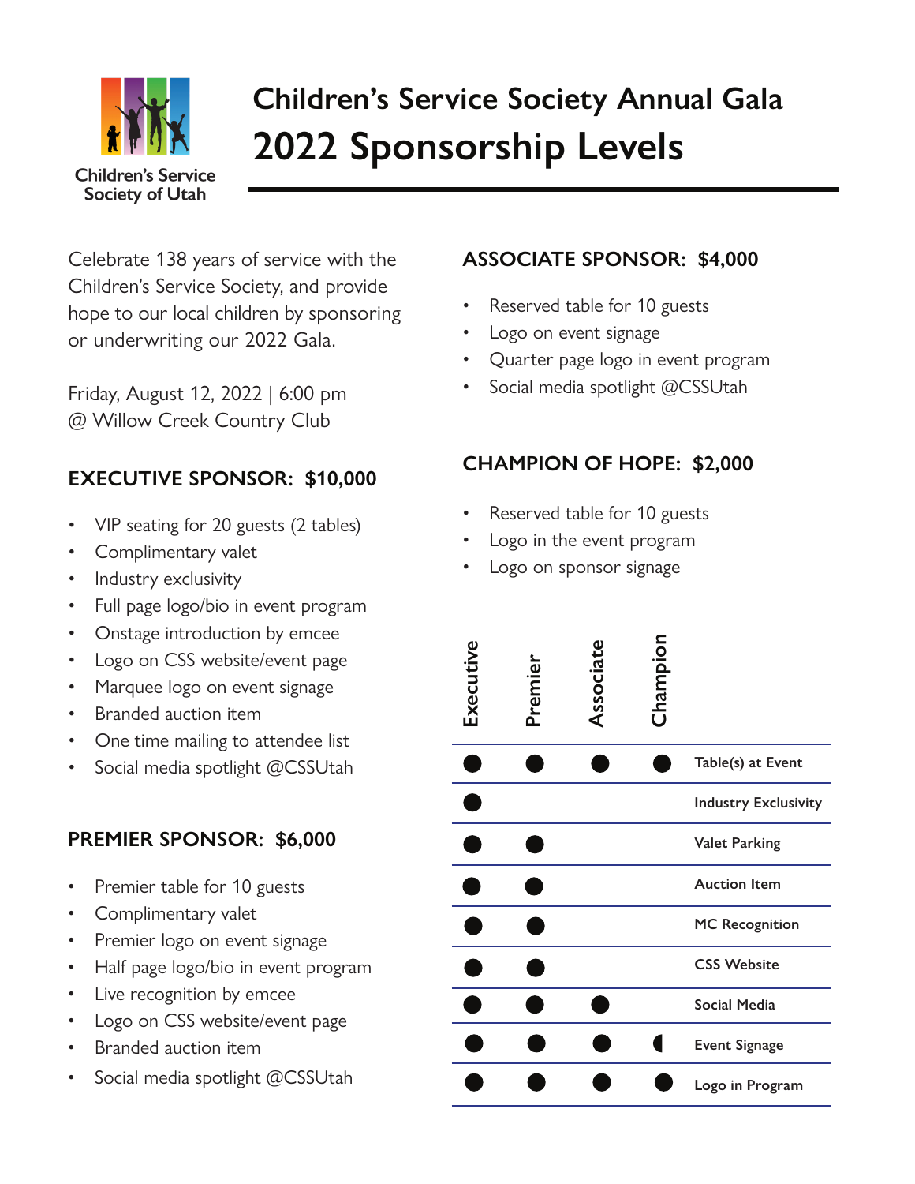Children's Service Society of Utah

# Children's Service Society Annual Gala

## 2022 Sponsorship Levels

Celebrate 138 years of service with the Children's Service Society, and provide hope to our local children by sponsoring or underwriting our 2022 Gala.

Friday, August 12, 2022 | 6:00 pm
@ Willow Creek Country Club

### EXECUTIVE SPONSOR: $10,000

- VIP seating for 20 guests (2 tables)
- Complimentary valet
- Industry exclusivity
- Full page logo/bio in event program
- Onstage introduction by emcee
- Logo on CSS website/event page
- Marquee logo on event signage
- Branded auction item
- One time mailing to attendee list
- Social media spotlight @CSSUtah

### PREMIER SPONSOR: $6,000

- Premier table for 10 guests
- Complimentary valet
- Premier logo on event signage
- Half page logo/bio in event program
- Live recognition by emcee
- Logo on CSS website/event page
- Branded auction item
- Social media spotlight @CSSUtah

### ASSOCIATE SPONSOR: $4,000

- Reserved table for 10 guests
- Logo on event signage
- Quarter page logo in event program
- Social media spotlight @CSSUtah

### CHAMPION OF HOPE: $2,000

- Reserved table for 10 guests
- Logo in the event program
- Logo on sponsor signage

| Executive | Premier | Associate | Champion | |
|---|---|---|---|---|
| ● | ● | ● | ● | Table(s) at Event |
| ● | | | | Industry Exclusivity |
| ● | ● | | | Valet Parking |
| ● | ● | | | Auction Item |
| ● | ● | | | MC Recognition |
| ● | ● | | | CSS Website |
| ● | ● | ● | | Social Media |
| ● | ● | ● | ◖ | Event Signage |
| ● | ● | ● | ● | Logo in Program |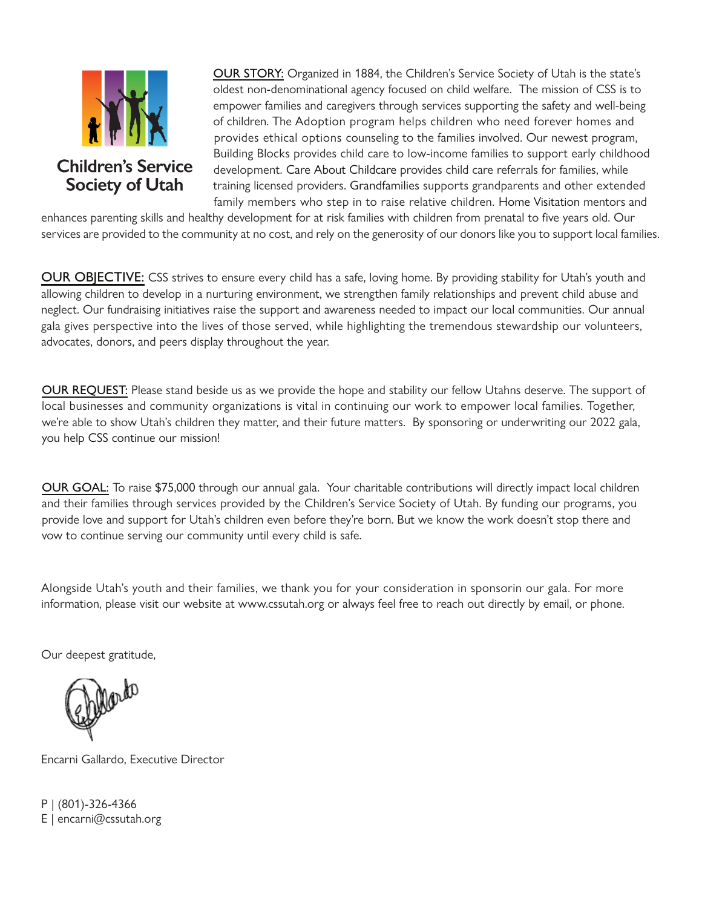**Children's Service Society of Utah**

<u>OUR STORY:</u> Organized in 1884, the Children's Service Society of Utah is the state's oldest non-denominational agency focused on child welfare. The mission of CSS is to empower families and caregivers through services supporting the safety and well-being of children. The Adoption program helps children who need forever homes and provides ethical options counseling to the families involved. Our newest program, Building Blocks provides child care to low-income families to support early childhood development. Care About Childcare provides child care referrals for families, while training licensed providers. Grandfamilies supports grandparents and other extended family members who step in to raise relative children. Home Visitation mentors and enhances parenting skills and healthy development for at risk families with children from prenatal to five years old. Our services are provided to the community at no cost, and rely on the generosity of our donors like you to support local families.

<u>OUR OBJECTIVE:</u> CSS strives to ensure every child has a safe, loving home. By providing stability for Utah's youth and allowing children to develop in a nurturing environment, we strengthen family relationships and prevent child abuse and neglect. Our fundraising initiatives raise the support and awareness needed to impact our local communities. Our annual gala gives perspective into the lives of those served, while highlighting the tremendous stewardship our volunteers, advocates, donors, and peers display throughout the year.

<u>OUR REQUEST:</u> Please stand beside us as we provide the hope and stability our fellow Utahns deserve. The support of local businesses and community organizations is vital in continuing our work to empower local families. Together, we're able to show Utah's children they matter, and their future matters. By sponsoring or underwriting our 2022 gala, you help CSS continue our mission!

<u>OUR GOAL:</u> To raise $75,000 through our annual gala. Your charitable contributions will directly impact local children and their families through services provided by the Children's Service Society of Utah. By funding our programs, you provide love and support for Utah's children even before they're born. But we know the work doesn't stop there and vow to continue serving our community until every child is safe.

Alongside Utah's youth and their families, we thank you for your consideration in sponsorin our gala. For more information, please visit our website at www.cssutah.org or always feel free to reach out directly by email, or phone.

Our deepest gratitude,

Encarni Gallardo, Executive Director

P | (801)-326-4366
E | encarni@cssutah.org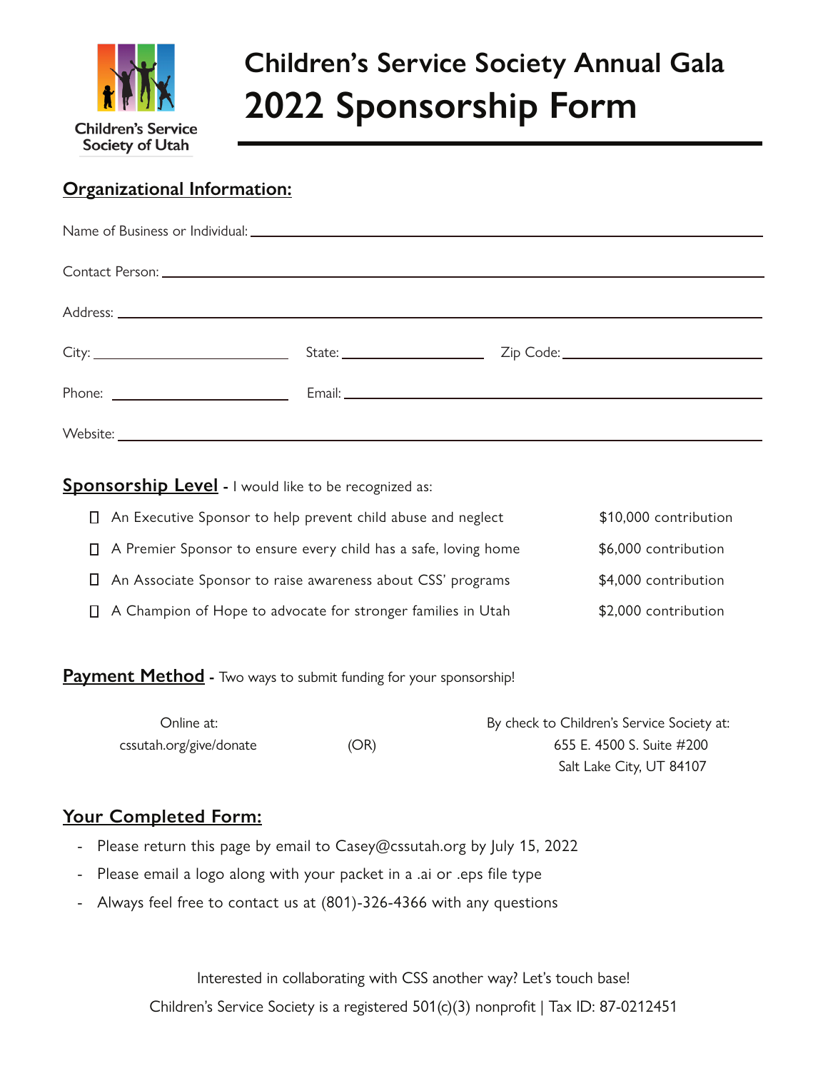Children's Service Society of Utah

# Children's Service Society Annual Gala
# 2022 Sponsorship Form

## Organizational Information:

Name of Business or Individual: ____________________

Contact Person: ____________________

Address: ____________________

City: ____________________ State: ____________________ Zip Code: ____________________

Phone: ____________________ Email: ____________________

Website: ____________________

## Sponsorship Level - I would like to be recognized as:

- ☐ An Executive Sponsor to help prevent child abuse and neglect — $10,000 contribution
- ☐ A Premier Sponsor to ensure every child has a safe, loving home — $6,000 contribution
- ☐ An Associate Sponsor to raise awareness about CSS' programs — $4,000 contribution
- ☐ A Champion of Hope to advocate for stronger families in Utah — $2,000 contribution

## Payment Method - Two ways to submit funding for your sponsorship!

Online at:
cssutah.org/give/donate

(OR)

By check to Children's Service Society at:
655 E. 4500 S. Suite #200
Salt Lake City, UT 84107

## Your Completed Form:

- Please return this page by email to Casey@cssutah.org by July 15, 2022
- Please email a logo along with your packet in a .ai or .eps file type
- Always feel free to contact us at (801)-326-4366 with any questions

Interested in collaborating with CSS another way? Let's touch base!

Children's Service Society is a registered 501(c)(3) nonprofit | Tax ID: 87-0212451